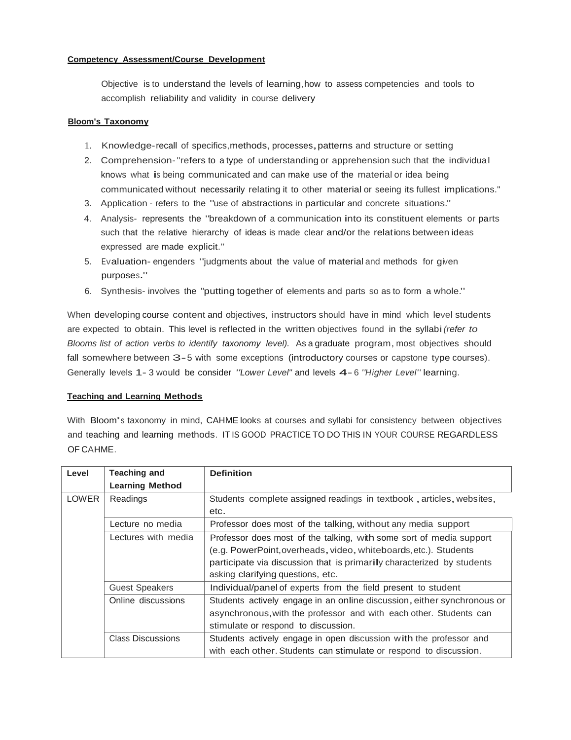**Competency Assessment/Course Development**

Objective is to understand the levels of learning, how to assess competencies and tools to accomplish reliability and validity in course delivery

**Bloom's Taxonomy**

1. Knowledge- recall of specifics, methods, processes, patterns and structure or setting
2. Comprehension- "refers to a type of understanding or apprehension such that the individual knows what is being communicated and can make use of the material or idea being communicated without necessarily relating it to other material or seeing its fullest implications."
3. Application - refers to the "use of abstractions in particular and concrete situations."
4. Analysis- represents the "breakdown of a communication into its constituent elements or parts such that the relative hierarchy of ideas is made clear and/or the relations between ideas expressed are made explicit."
5. Evaluation- engenders "judgments about the value of material and methods for given purposes."
6. Synthesis- involves the "putting together of elements and parts so as to form a whole."

When developing course content and objectives, instructors should have in mind which level students are expected to obtain. This level is reflected in the written objectives found in the syllabi *(refer to Blooms list of action verbs to identify taxonomy level).* As a graduate program, most objectives should fall somewhere between 3-5 with some exceptions (introductory courses or capstone type courses). Generally levels 1-3 would be consider *"Lower Level"* and levels 4-6 *"Higher Level"* learning.

**Teaching and Learning Methods**

With Bloom's taxonomy in mind, CAHME looks at courses and syllabi for consistency between objectives and teaching and learning methods. IT IS GOOD PRACTICE TO DO THIS IN YOUR COURSE REGARDLESS OF CAHME.

| Level | Teaching and Learning Method | Definition |
|---|---|---|
| LOWER | Readings | Students complete assigned readings in textbook , articles, websites, etc. |
| | Lecture no media | Professor does most of the talking, without any media support |
| | Lectures with media | Professor does most of the talking, with some sort of media support (e.g. PowerPoint, overheads, video, whiteboards, etc.). Students participate via discussion that is primarily characterized by students asking clarifying questions, etc. |
| | Guest Speakers | Individual/panel of experts from the field present to student |
| | Online discussions | Students actively engage in an online discussion, either synchronous or asynchronous, with the professor and with each other. Students can stimulate or respond to discussion. |
| | Class Discussions | Students actively engage in open discussion with the professor and with each other. Students can stimulate or respond to discussion. |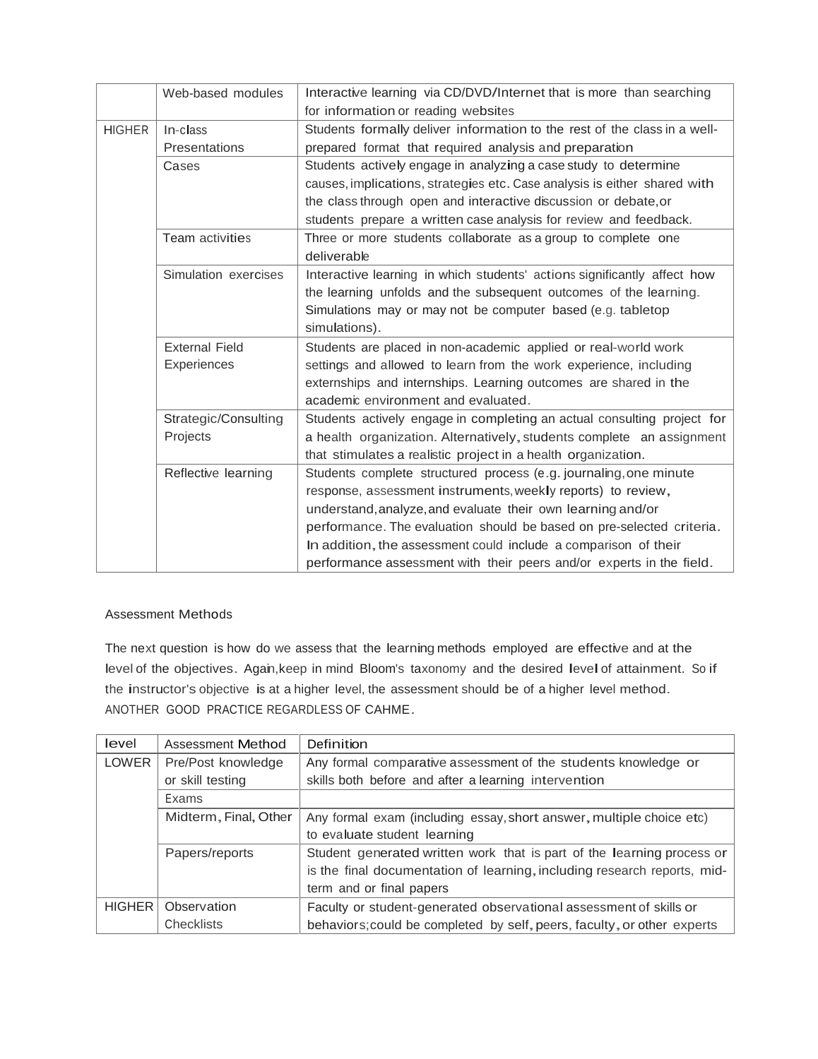| | Web-based modules | Interactive learning via CD/DVD/Internet that is more than searching for information or reading websites |
|---|---|---|
| HIGHER | In-class Presentations | Students formally deliver information to the rest of the class in a well-prepared format that required analysis and preparation |
| | Cases | Students actively engage in analyzing a case study to determine causes, implications, strategies etc. Case analysis is either shared with the class through open and interactive discussion or debate, or students prepare a written case analysis for review and feedback. |
| | Team activities | Three or more students collaborate as a group to complete one deliverable |
| | Simulation exercises | Interactive learning in which students' actions significantly affect how the learning unfolds and the subsequent outcomes of the learning. Simulations may or may not be computer based (e.g. tabletop simulations). |
| | External Field Experiences | Students are placed in non-academic applied or real-world work settings and allowed to learn from the work experience, including externships and internships. Learning outcomes are shared in the academic environment and evaluated. |
| | Strategic/Consulting Projects | Students actively engage in completing an actual consulting project for a health organization. Alternatively, students complete an assignment that stimulates a realistic project in a health organization. |
| | Reflective learning | Students complete structured process (e.g. journaling, one minute response, assessment instruments, weekly reports) to review, understand, analyze, and evaluate their own learning and/or performance. The evaluation should be based on pre-selected criteria. In addition, the assessment could include a comparison of their performance assessment with their peers and/or experts in the field. |

Assessment Methods

The next question is how do we assess that the learning methods employed are effective and at the level of the objectives. Again, keep in mind Bloom's taxonomy and the desired level of attainment. So if the instructor's objective is at a higher level, the assessment should be of a higher level method. ANOTHER GOOD PRACTICE REGARDLESS OF CAHME.

| level | Assessment Method | Definition |
|---|---|---|
| LOWER | Pre/Post knowledge or skill testing | Any formal comparative assessment of the students knowledge or skills both before and after a learning intervention |
| | Exams | |
| | Midterm, Final, Other | Any formal exam (including essay, short answer, multiple choice etc) to evaluate student learning |
| | Papers/reports | Student generated written work that is part of the learning process or is the final documentation of learning, including research reports, mid-term and or final papers |
| HIGHER | Observation Checklists | Faculty or student-generated observational assessment of skills or behaviors; could be completed by self, peers, faculty, or other experts |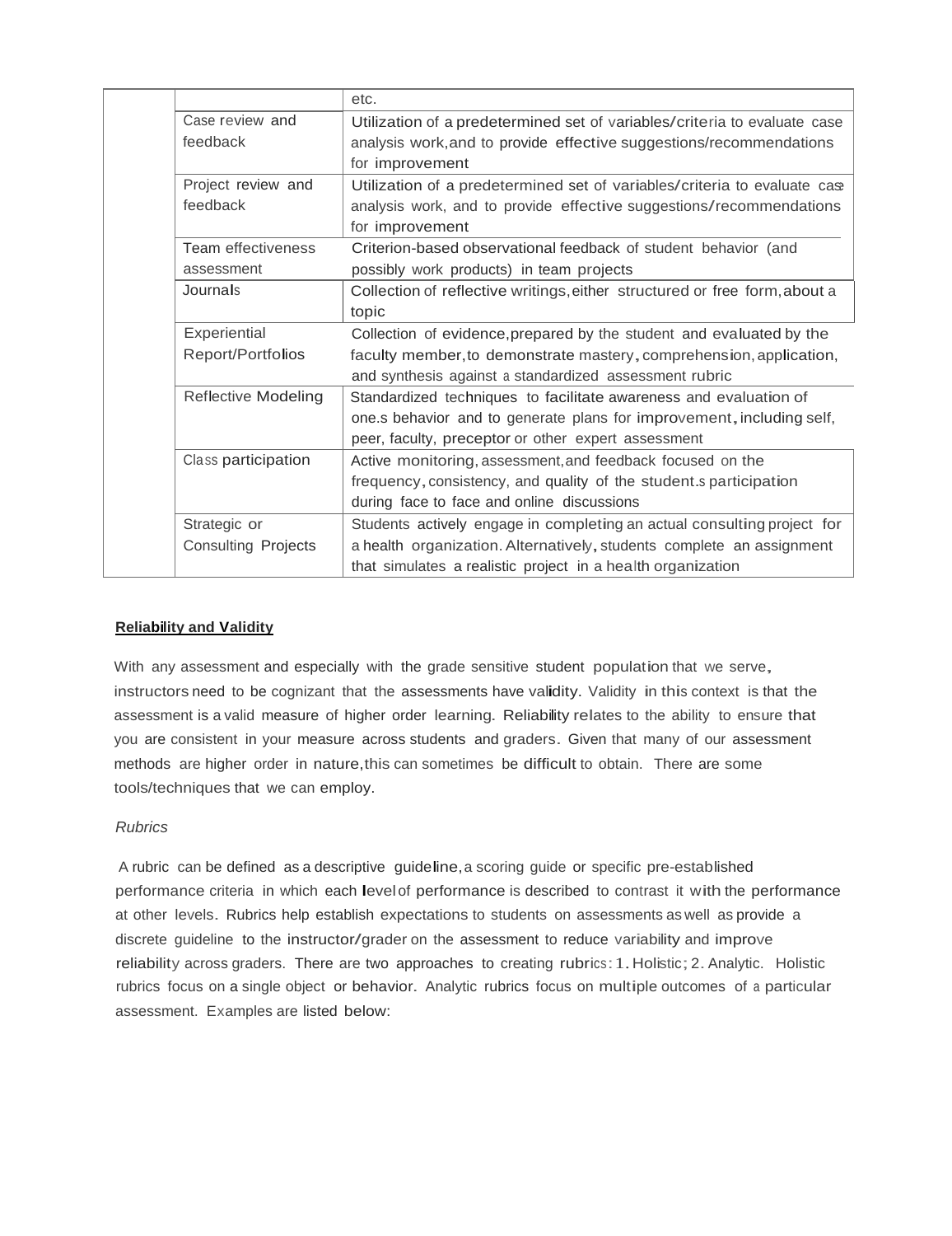| | | |
|---|---|---|
| | | etc. |
| | Case review and feedback | Utilization of a predetermined set of variables/criteria to evaluate case analysis work,and to provide effective suggestions/recommendations for improvement |
| | Project review and feedback | Utilization of a predetermined set of variables/criteria to evaluate case analysis work, and to provide effective suggestions/recommendations for improvement |
| | Team effectiveness assessment | Criterion-based observational feedback of student behavior (and possibly work products) in team projects |
| | Journals | Collection of reflective writings,either structured or free form,about a topic |
| | Experiential Report/Portfolios | Collection of evidence,prepared by the student and evaluated by the faculty member,to demonstrate mastery, comprehension, application, and synthesis against a standardized assessment rubric |
| | Reflective Modeling | Standardized techniques to facilitate awareness and evaluation of one.s behavior and to generate plans for improvement, including self, peer, faculty, preceptor or other expert assessment |
| | Class participation | Active monitoring, assessment,and feedback focused on the frequency, consistency, and quality of the student.s participation during face to face and online discussions |
| | Strategic or Consulting Projects | Students actively engage in completing an actual consulting project for a health organization. Alternatively, students complete an assignment that simulates a realistic project in a health organization |

**Reliability and Validity**

With any assessment and especially with the grade sensitive student population that we serve, instructors need to be cognizant that the assessments have validity. Validity in this context is that the assessment is a valid measure of higher order learning. Reliability relates to the ability to ensure that you are consistent in your measure across students and graders. Given that many of our assessment methods are higher order in nature,this can sometimes be difficult to obtain. There are some tools/techniques that we can employ.

*Rubrics*

A rubric can be defined as a descriptive guideline, a scoring guide or specific pre-established performance criteria in which each level of performance is described to contrast it with the performance at other levels. Rubrics help establish expectations to students on assessments as well as provide a discrete guideline to the instructor/grader on the assessment to reduce variability and improve reliability across graders. There are two approaches to creating rubrics: 1. Holistic; 2. Analytic. Holistic rubrics focus on a single object or behavior. Analytic rubrics focus on multiple outcomes of a particular assessment. Examples are listed below: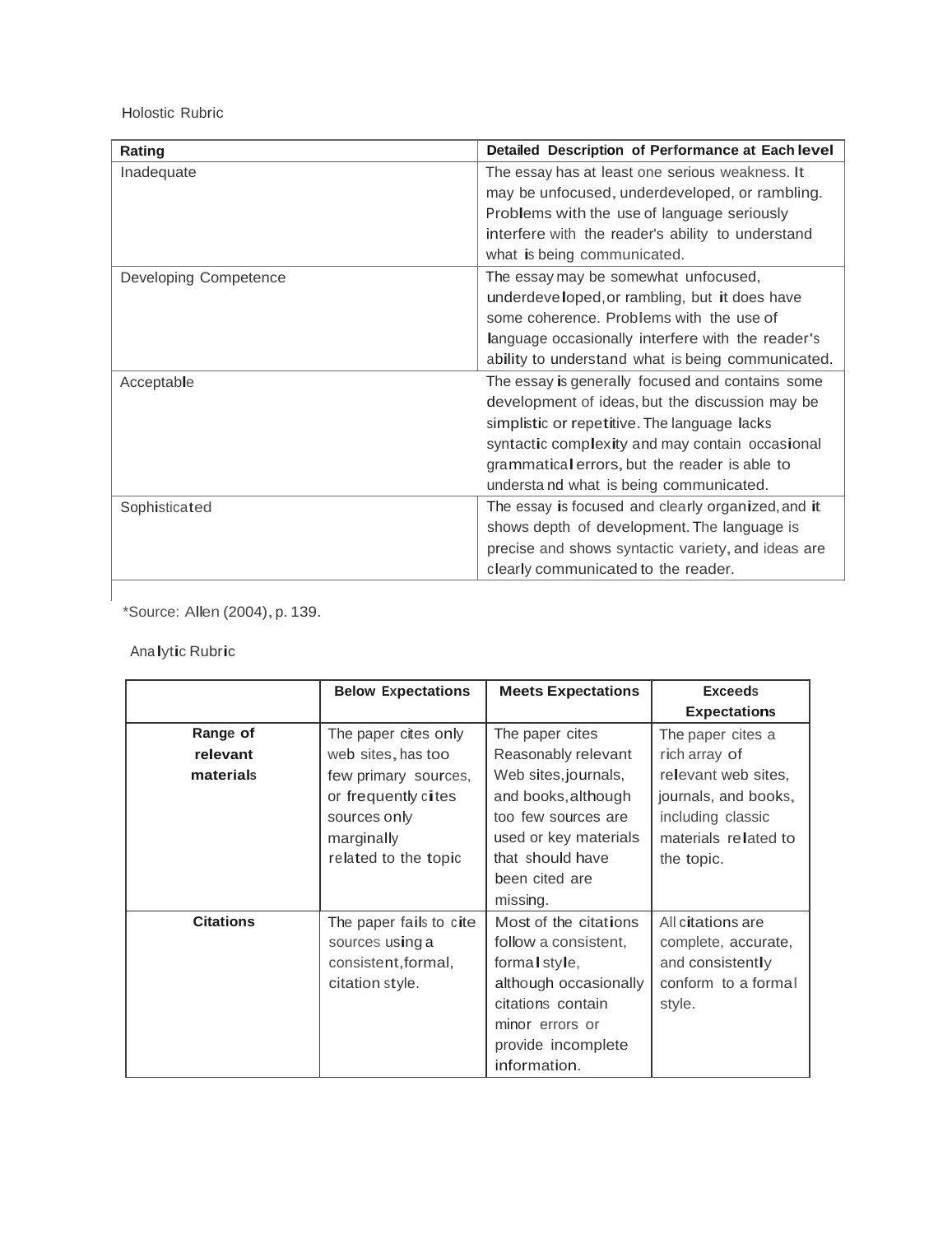Holostic Rubric

| Rating | Detailed Description of Performance at Each level |
| --- | --- |
| Inadequate | The essay has at least one serious weakness. It may be unfocused, underdeveloped, or rambling. Problems with the use of language seriously interfere with the reader's ability to understand what is being communicated. |
| Developing Competence | The essay may be somewhat unfocused, underdeveloped, or rambling, but it does have some coherence. Problems with the use of language occasionally interfere with the reader's ability to understand what is being communicated. |
| Acceptable | The essay is generally focused and contains some development of ideas, but the discussion may be simplistic or repetitive. The language lacks syntactic complexity and may contain occasional grammatical errors, but the reader is able to understand what is being communicated. |
| Sophisticated | The essay is focused and clearly organized, and it shows depth of development. The language is precise and shows syntactic variety, and ideas are clearly communicated to the reader. |

*Source: Allen (2004), p. 139.

Analytic Rubric

| | Below Expectations | Meets Expectations | Exceeds Expectations |
| --- | --- | --- | --- |
| **Range of relevant materials** | The paper cites only web sites, has too few primary sources, or frequently cites sources only marginally related to the topic | The paper cites Reasonably relevant Web sites, journals, and books, although too few sources are used or key materials that should have been cited are missing. | The paper cites a rich array of relevant web sites, journals, and books, including classic materials related to the topic. |
| **Citations** | The paper fails to cite sources using a consistent, formal, citation style. | Most of the citations follow a consistent, formal style, although occasionally citations contain minor errors or provide incomplete information. | All citations are complete, accurate, and consistently conform to a formal style. |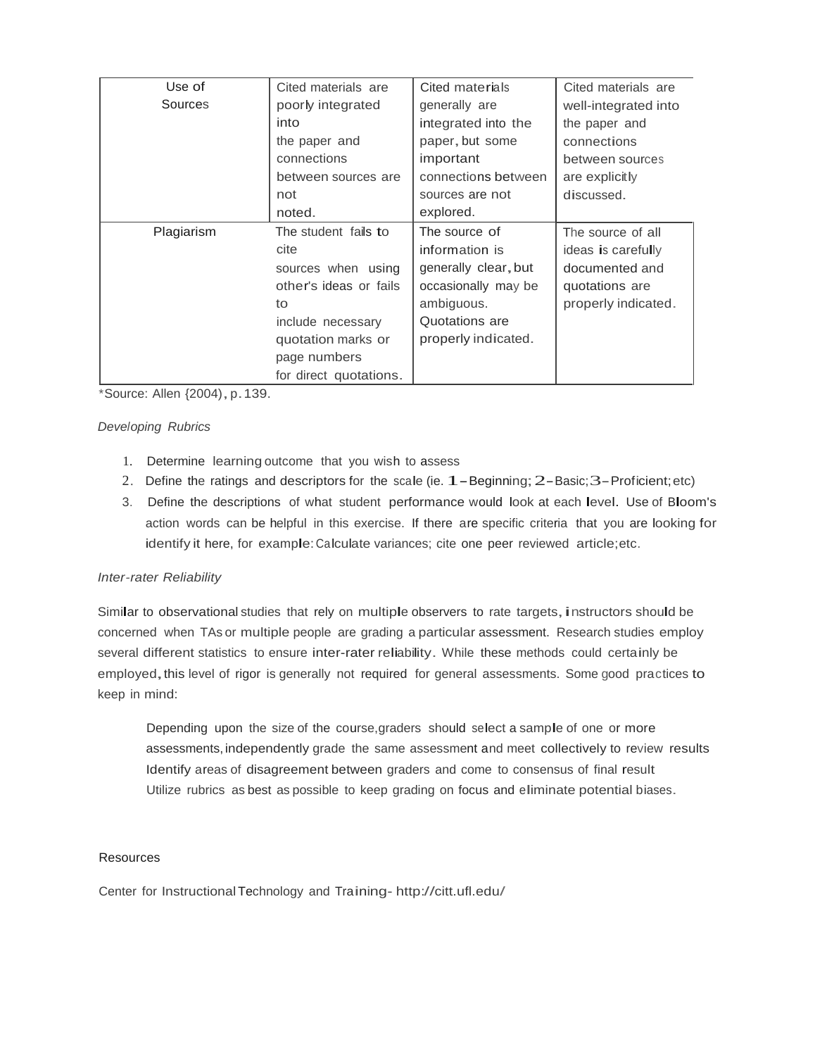| Use of Sources | Cited materials are poorly integrated into the paper and connections between sources are not noted. | Cited materials generally are integrated into the paper, but some important connections between sources are not explored. | Cited materials are well-integrated into the paper and connections between sources are explicitly discussed. |
|---|---|---|---|
| Plagiarism | The student fails to cite sources when using other's ideas or fails to include necessary quotation marks or page numbers for direct quotations. | The source of information is generally clear, but occasionally may be ambiguous. Quotations are properly indicated. | The source of all ideas is carefully documented and quotations are properly indicated. |

*Source: Allen {2004), p. 139.

*Developing Rubrics*

1. Determine learning outcome that you wish to assess
2. Define the ratings and descriptors for the scale (ie. 1 – Beginning; 2 – Basic; 3 – Proficient; etc)
3. Define the descriptions of what student performance would look at each level. Use of Bloom's action words can be helpful in this exercise. If there are specific criteria that you are looking for identify it here, for example: Calculate variances; cite one peer reviewed article; etc.

*Inter-rater Reliability*

Similar to observational studies that rely on multiple observers to rate targets, instructors should be concerned when TAs or multiple people are grading a particular assessment. Research studies employ several different statistics to ensure inter-rater reliability. While these methods could certainly be employed, this level of rigor is generally not required for general assessments. Some good practices to keep in mind:

> Depending upon the size of the course, graders should select a sample of one or more assessments, independently grade the same assessment and meet collectively to review results
> Identify areas of disagreement between graders and come to consensus of final result
> Utilize rubrics as best as possible to keep grading on focus and eliminate potential biases.

Resources

Center for Instructional Technology and Training- http://citt.ufl.edu/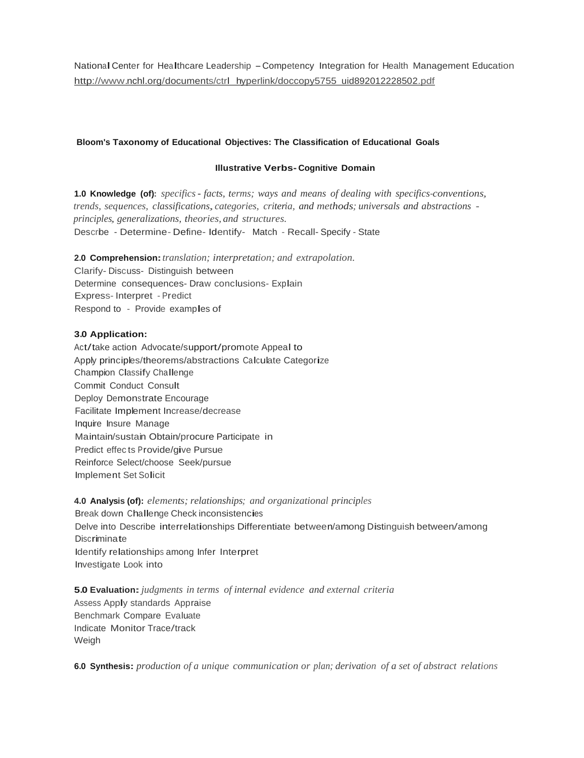National Center for Healthcare Leadership – Competency Integration for Health Management Education
http://www.nchl.org/documents/ctrl_hyperlink/doccopy5755_uid892012228502.pdf

**Bloom's Taxonomy of Educational Objectives: The Classification of Educational Goals**

**Illustrative Verbs- Cognitive Domain**

**1.0 Knowledge (of):** *specifics - facts, terms; ways and means of dealing with specifics-conventions, trends, sequences, classifications, categories, criteria, and methods; universals and abstractions - principles, generalizations, theories, and structures.*
Descrbe - Determine- Define- Identify- Match - Recall- Specify - State

**2.0 Comprehension:** *translation; interpretation; and extrapolation.*
Clarify- Discuss- Distinguish between
Determine consequences- Draw conclusions- Explain
Express- Interpret - Predict
Respond to - Provide examples of

**3.0 Application:**
Act/take action Advocate/support/promote Appeal to
Apply principles/theorems/abstractions Calculate Categorize
Champion Classify Challenge
Commit Conduct Consult
Deploy Demonstrate Encourage
Facilitate Implement Increase/decrease
Inquire Insure Manage
Maintain/sustain Obtain/procure Participate in
Predict effec ts Provide/give Pursue
Reinforce Select/choose Seek/pursue
Implement Set Solicit

**4.0 Analysis (of):** *elements; relationships; and organizational principles*
Break down Challenge Check inconsistencies
Delve into Describe interrelationships Differentiate between/among Distinguish between/among Discriminate
Identify relationships among Infer Interpret
Investigate Look into

**5.0 Evaluation:** *judgments in terms of internal evidence and external criteria*
Assess Apply standards Appraise
Benchmark Compare Evaluate
Indicate Monitor Trace/track
Weigh

**6.0 Synthesis:** *production of a unique communication or plan; derivation of a set of abstract relations*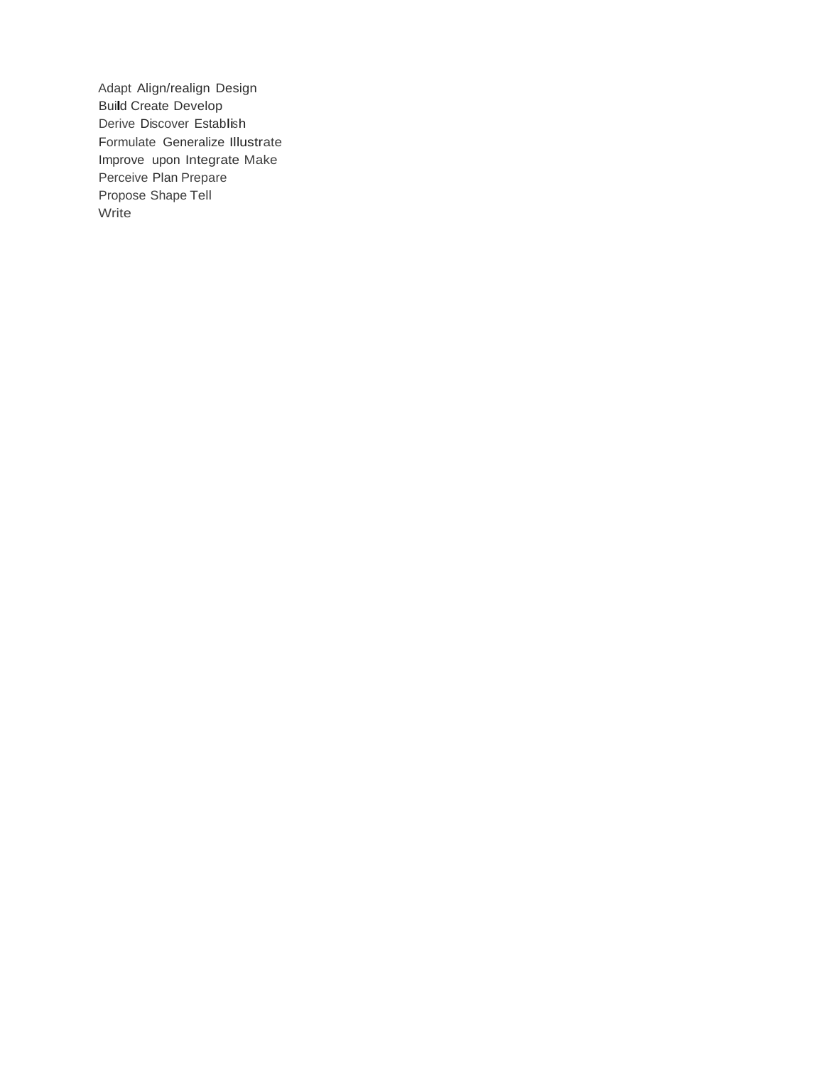Adapt Align/realign Design
Build Create Develop
Derive Discover Establish
Formulate Generalize Illustrate
Improve upon Integrate Make
Perceive Plan Prepare
Propose Shape Tell
Write